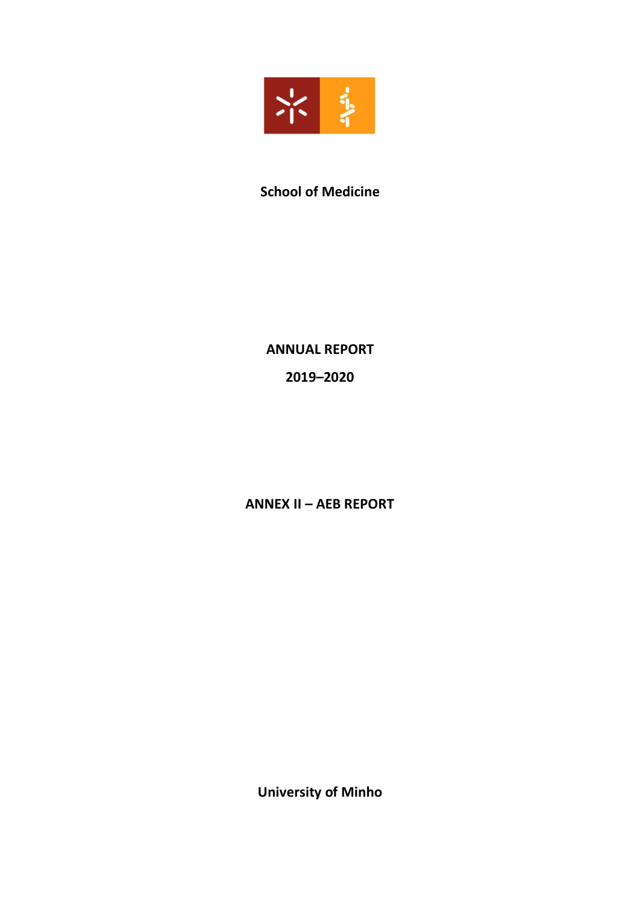**School of Medicine**

# ANNUAL REPORT

## 2019–2020

## ANNEX II – AEB REPORT

**University of Minho**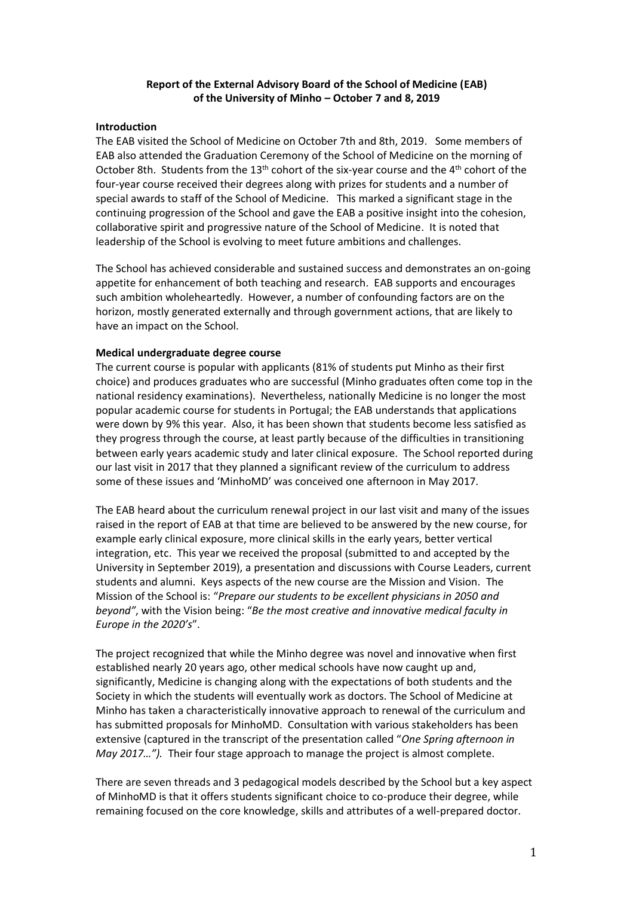**Report of the External Advisory Board of the School of Medicine (EAB) of the University of Minho – October 7 and 8, 2019**

**Introduction**

The EAB visited the School of Medicine on October 7th and 8th, 2019. Some members of EAB also attended the Graduation Ceremony of the School of Medicine on the morning of October 8th. Students from the 13th cohort of the six-year course and the 4th cohort of the four-year course received their degrees along with prizes for students and a number of special awards to staff of the School of Medicine. This marked a significant stage in the continuing progression of the School and gave the EAB a positive insight into the cohesion, collaborative spirit and progressive nature of the School of Medicine. It is noted that leadership of the School is evolving to meet future ambitions and challenges.

The School has achieved considerable and sustained success and demonstrates an on-going appetite for enhancement of both teaching and research. EAB supports and encourages such ambition wholeheartedly. However, a number of confounding factors are on the horizon, mostly generated externally and through government actions, that are likely to have an impact on the School.

**Medical undergraduate degree course**

The current course is popular with applicants (81% of students put Minho as their first choice) and produces graduates who are successful (Minho graduates often come top in the national residency examinations). Nevertheless, nationally Medicine is no longer the most popular academic course for students in Portugal; the EAB understands that applications were down by 9% this year. Also, it has been shown that students become less satisfied as they progress through the course, at least partly because of the difficulties in transitioning between early years academic study and later clinical exposure. The School reported during our last visit in 2017 that they planned a significant review of the curriculum to address some of these issues and 'MinhoMD' was conceived one afternoon in May 2017.

The EAB heard about the curriculum renewal project in our last visit and many of the issues raised in the report of EAB at that time are believed to be answered by the new course, for example early clinical exposure, more clinical skills in the early years, better vertical integration, etc. This year we received the proposal (submitted to and accepted by the University in September 2019), a presentation and discussions with Course Leaders, current students and alumni. Keys aspects of the new course are the Mission and Vision. The Mission of the School is: "*Prepare our students to be excellent physicians in 2050 and beyond"*, with the Vision being: "*Be the most creative and innovative medical faculty in Europe in the 2020's*".

The project recognized that while the Minho degree was novel and innovative when first established nearly 20 years ago, other medical schools have now caught up and, significantly, Medicine is changing along with the expectations of both students and the Society in which the students will eventually work as doctors. The School of Medicine at Minho has taken a characteristically innovative approach to renewal of the curriculum and has submitted proposals for MinhoMD. Consultation with various stakeholders has been extensive (captured in the transcript of the presentation called "*One Spring afternoon in May 2017…").* Their four stage approach to manage the project is almost complete.

There are seven threads and 3 pedagogical models described by the School but a key aspect of MinhoMD is that it offers students significant choice to co-produce their degree, while remaining focused on the core knowledge, skills and attributes of a well-prepared doctor.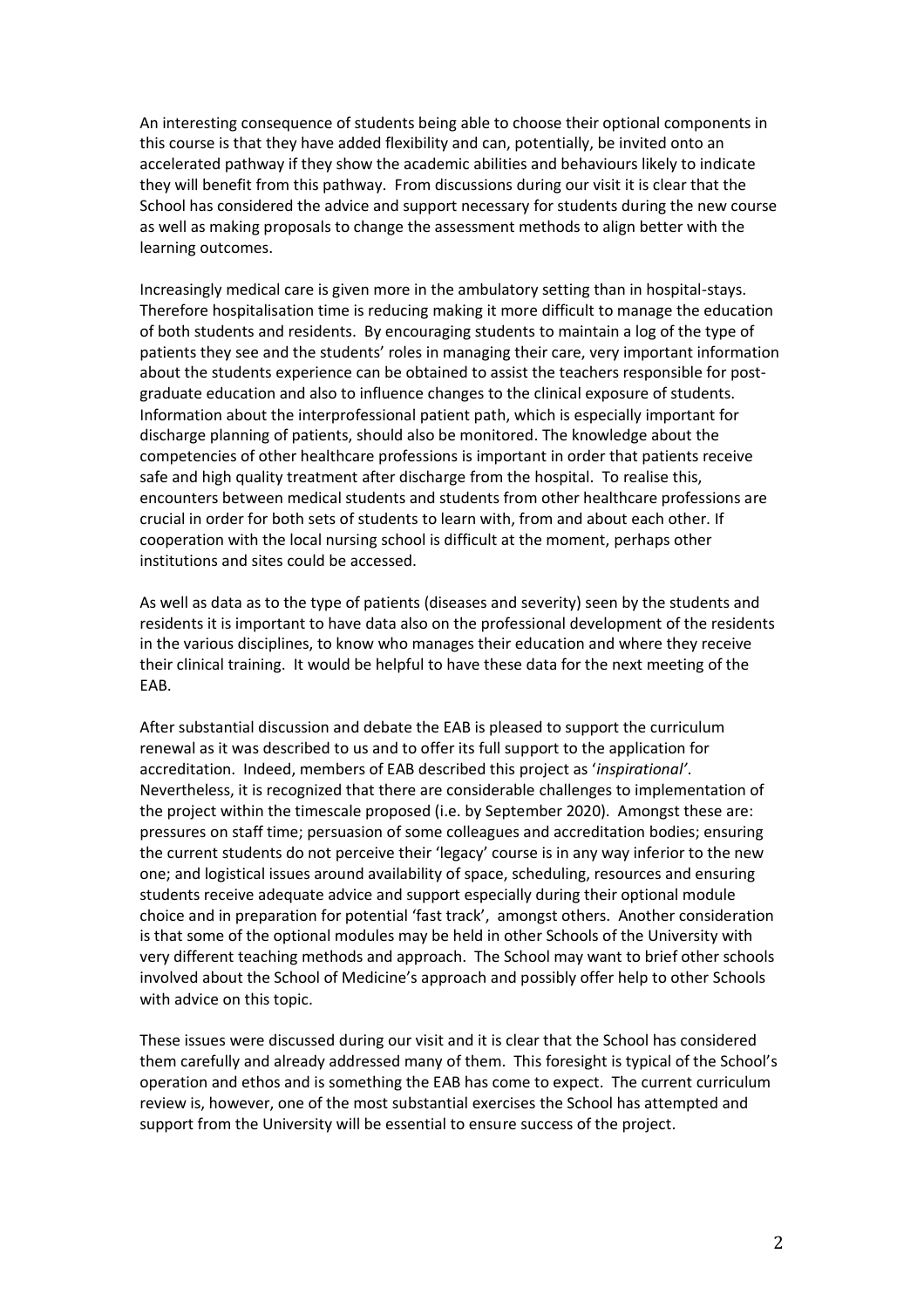An interesting consequence of students being able to choose their optional components in this course is that they have added flexibility and can, potentially, be invited onto an accelerated pathway if they show the academic abilities and behaviours likely to indicate they will benefit from this pathway. From discussions during our visit it is clear that the School has considered the advice and support necessary for students during the new course as well as making proposals to change the assessment methods to align better with the learning outcomes.

Increasingly medical care is given more in the ambulatory setting than in hospital-stays. Therefore hospitalisation time is reducing making it more difficult to manage the education of both students and residents. By encouraging students to maintain a log of the type of patients they see and the students' roles in managing their care, very important information about the students experience can be obtained to assist the teachers responsible for post-graduate education and also to influence changes to the clinical exposure of students. Information about the interprofessional patient path, which is especially important for discharge planning of patients, should also be monitored. The knowledge about the competencies of other healthcare professions is important in order that patients receive safe and high quality treatment after discharge from the hospital. To realise this, encounters between medical students and students from other healthcare professions are crucial in order for both sets of students to learn with, from and about each other. If cooperation with the local nursing school is difficult at the moment, perhaps other institutions and sites could be accessed.

As well as data as to the type of patients (diseases and severity) seen by the students and residents it is important to have data also on the professional development of the residents in the various disciplines, to know who manages their education and where they receive their clinical training. It would be helpful to have these data for the next meeting of the EAB.

After substantial discussion and debate the EAB is pleased to support the curriculum renewal as it was described to us and to offer its full support to the application for accreditation. Indeed, members of EAB described this project as '*inspirational'*. Nevertheless, it is recognized that there are considerable challenges to implementation of the project within the timescale proposed (i.e. by September 2020). Amongst these are: pressures on staff time; persuasion of some colleagues and accreditation bodies; ensuring the current students do not perceive their 'legacy' course is in any way inferior to the new one; and logistical issues around availability of space, scheduling, resources and ensuring students receive adequate advice and support especially during their optional module choice and in preparation for potential 'fast track', amongst others. Another consideration is that some of the optional modules may be held in other Schools of the University with very different teaching methods and approach. The School may want to brief other schools involved about the School of Medicine's approach and possibly offer help to other Schools with advice on this topic.

These issues were discussed during our visit and it is clear that the School has considered them carefully and already addressed many of them. This foresight is typical of the School's operation and ethos and is something the EAB has come to expect. The current curriculum review is, however, one of the most substantial exercises the School has attempted and support from the University will be essential to ensure success of the project.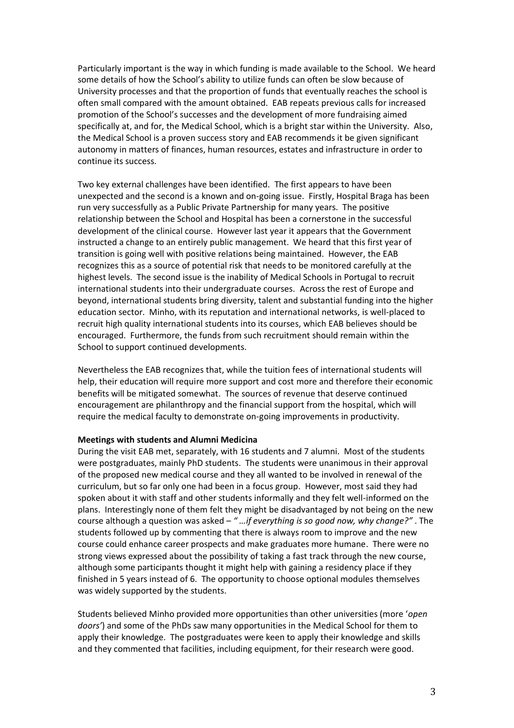Particularly important is the way in which funding is made available to the School. We heard some details of how the School's ability to utilize funds can often be slow because of University processes and that the proportion of funds that eventually reaches the school is often small compared with the amount obtained. EAB repeats previous calls for increased promotion of the School's successes and the development of more fundraising aimed specifically at, and for, the Medical School, which is a bright star within the University. Also, the Medical School is a proven success story and EAB recommends it be given significant autonomy in matters of finances, human resources, estates and infrastructure in order to continue its success.

Two key external challenges have been identified. The first appears to have been unexpected and the second is a known and on-going issue. Firstly, Hospital Braga has been run very successfully as a Public Private Partnership for many years. The positive relationship between the School and Hospital has been a cornerstone in the successful development of the clinical course. However last year it appears that the Government instructed a change to an entirely public management. We heard that this first year of transition is going well with positive relations being maintained. However, the EAB recognizes this as a source of potential risk that needs to be monitored carefully at the highest levels. The second issue is the inability of Medical Schools in Portugal to recruit international students into their undergraduate courses. Across the rest of Europe and beyond, international students bring diversity, talent and substantial funding into the higher education sector. Minho, with its reputation and international networks, is well-placed to recruit high quality international students into its courses, which EAB believes should be encouraged. Furthermore, the funds from such recruitment should remain within the School to support continued developments.

Nevertheless the EAB recognizes that, while the tuition fees of international students will help, their education will require more support and cost more and therefore their economic benefits will be mitigated somewhat. The sources of revenue that deserve continued encouragement are philanthropy and the financial support from the hospital, which will require the medical faculty to demonstrate on-going improvements in productivity.

**Meetings with students and Alumni Medicina**

During the visit EAB met, separately, with 16 students and 7 alumni. Most of the students were postgraduates, mainly PhD students. The students were unanimous in their approval of the proposed new medical course and they all wanted to be involved in renewal of the curriculum, but so far only one had been in a focus group. However, most said they had spoken about it with staff and other students informally and they felt well-informed on the plans. Interestingly none of them felt they might be disadvantaged by not being on the new course although a question was asked – *"…if everything is so good now, why change?"* . The students followed up by commenting that there is always room to improve and the new course could enhance career prospects and make graduates more humane. There were no strong views expressed about the possibility of taking a fast track through the new course, although some participants thought it might help with gaining a residency place if they finished in 5 years instead of 6. The opportunity to choose optional modules themselves was widely supported by the students.

Students believed Minho provided more opportunities than other universities (more '*open doors'*) and some of the PhDs saw many opportunities in the Medical School for them to apply their knowledge. The postgraduates were keen to apply their knowledge and skills and they commented that facilities, including equipment, for their research were good.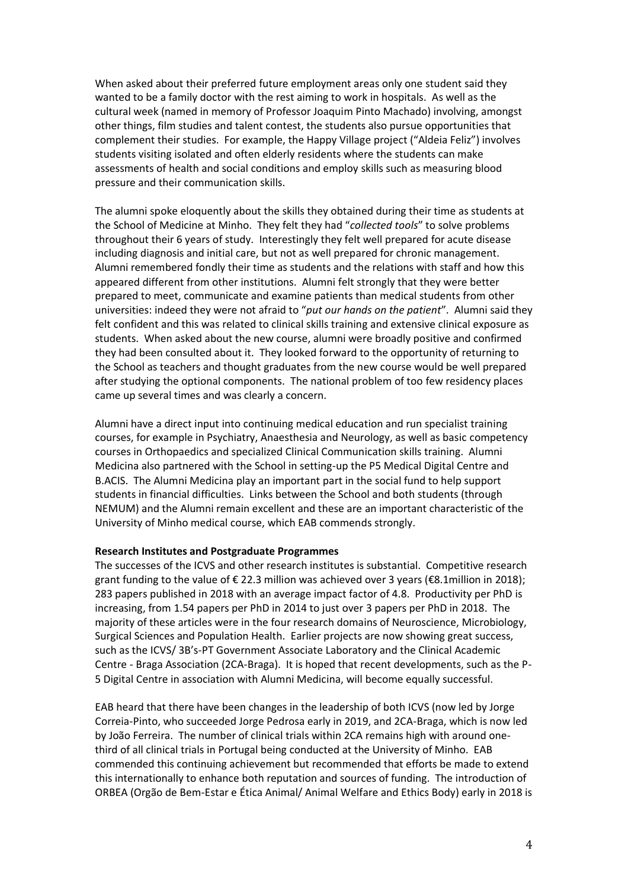When asked about their preferred future employment areas only one student said they wanted to be a family doctor with the rest aiming to work in hospitals. As well as the cultural week (named in memory of Professor Joaquim Pinto Machado) involving, amongst other things, film studies and talent contest, the students also pursue opportunities that complement their studies. For example, the Happy Village project ("Aldeia Feliz") involves students visiting isolated and often elderly residents where the students can make assessments of health and social conditions and employ skills such as measuring blood pressure and their communication skills.

The alumni spoke eloquently about the skills they obtained during their time as students at the School of Medicine at Minho. They felt they had "*collected tools*" to solve problems throughout their 6 years of study. Interestingly they felt well prepared for acute disease including diagnosis and initial care, but not as well prepared for chronic management. Alumni remembered fondly their time as students and the relations with staff and how this appeared different from other institutions. Alumni felt strongly that they were better prepared to meet, communicate and examine patients than medical students from other universities: indeed they were not afraid to "*put our hands on the patient*". Alumni said they felt confident and this was related to clinical skills training and extensive clinical exposure as students. When asked about the new course, alumni were broadly positive and confirmed they had been consulted about it. They looked forward to the opportunity of returning to the School as teachers and thought graduates from the new course would be well prepared after studying the optional components. The national problem of too few residency places came up several times and was clearly a concern.

Alumni have a direct input into continuing medical education and run specialist training courses, for example in Psychiatry, Anaesthesia and Neurology, as well as basic competency courses in Orthopaedics and specialized Clinical Communication skills training. Alumni Medicina also partnered with the School in setting-up the P5 Medical Digital Centre and B.ACIS. The Alumni Medicina play an important part in the social fund to help support students in financial difficulties. Links between the School and both students (through NEMUM) and the Alumni remain excellent and these are an important characteristic of the University of Minho medical course, which EAB commends strongly.

**Research Institutes and Postgraduate Programmes**

The successes of the ICVS and other research institutes is substantial. Competitive research grant funding to the value of € 22.3 million was achieved over 3 years (€8.1million in 2018); 283 papers published in 2018 with an average impact factor of 4.8. Productivity per PhD is increasing, from 1.54 papers per PhD in 2014 to just over 3 papers per PhD in 2018. The majority of these articles were in the four research domains of Neuroscience, Microbiology, Surgical Sciences and Population Health. Earlier projects are now showing great success, such as the ICVS/ 3B's-PT Government Associate Laboratory and the Clinical Academic Centre - Braga Association (2CA-Braga). It is hoped that recent developments, such as the P-5 Digital Centre in association with Alumni Medicina, will become equally successful.

EAB heard that there have been changes in the leadership of both ICVS (now led by Jorge Correia-Pinto, who succeeded Jorge Pedrosa early in 2019, and 2CA-Braga, which is now led by João Ferreira. The number of clinical trials within 2CA remains high with around one-third of all clinical trials in Portugal being conducted at the University of Minho. EAB commended this continuing achievement but recommended that efforts be made to extend this internationally to enhance both reputation and sources of funding. The introduction of ORBEA (Orgão de Bem-Estar e Ética Animal/ Animal Welfare and Ethics Body) early in 2018 is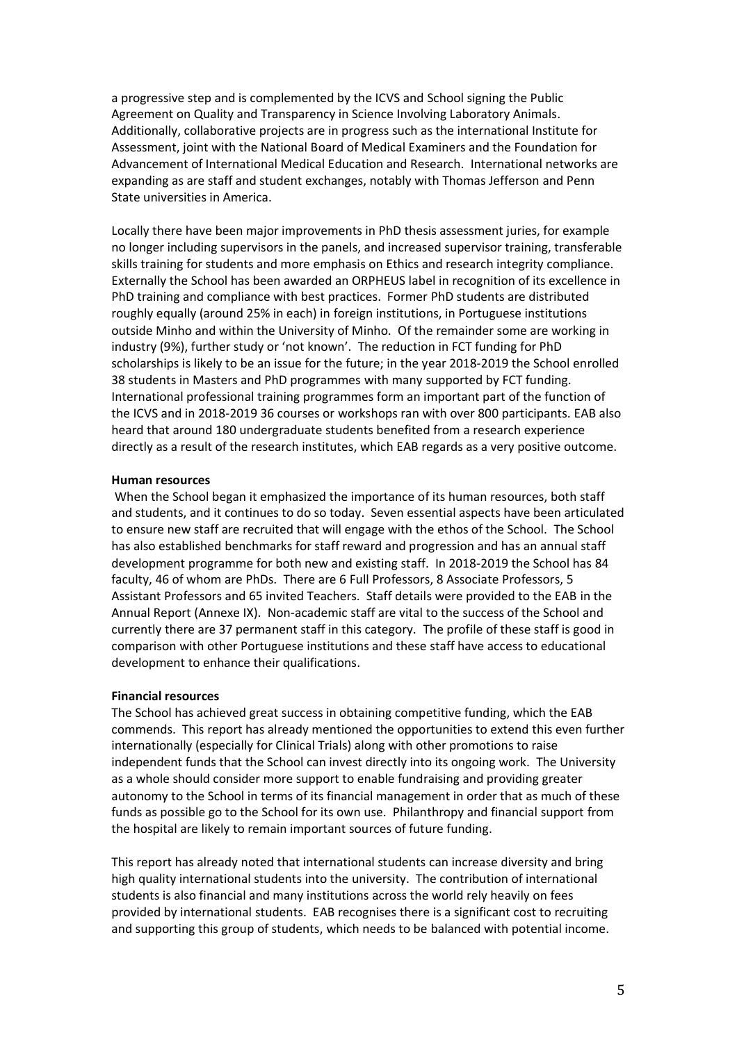a progressive step and is complemented by the ICVS and School signing the Public Agreement on Quality and Transparency in Science Involving Laboratory Animals. Additionally, collaborative projects are in progress such as the international Institute for Assessment, joint with the National Board of Medical Examiners and the Foundation for Advancement of International Medical Education and Research. International networks are expanding as are staff and student exchanges, notably with Thomas Jefferson and Penn State universities in America.

Locally there have been major improvements in PhD thesis assessment juries, for example no longer including supervisors in the panels, and increased supervisor training, transferable skills training for students and more emphasis on Ethics and research integrity compliance. Externally the School has been awarded an ORPHEUS label in recognition of its excellence in PhD training and compliance with best practices. Former PhD students are distributed roughly equally (around 25% in each) in foreign institutions, in Portuguese institutions outside Minho and within the University of Minho. Of the remainder some are working in industry (9%), further study or 'not known'. The reduction in FCT funding for PhD scholarships is likely to be an issue for the future; in the year 2018-2019 the School enrolled 38 students in Masters and PhD programmes with many supported by FCT funding. International professional training programmes form an important part of the function of the ICVS and in 2018-2019 36 courses or workshops ran with over 800 participants. EAB also heard that around 180 undergraduate students benefited from a research experience directly as a result of the research institutes, which EAB regards as a very positive outcome.

**Human resources**

When the School began it emphasized the importance of its human resources, both staff and students, and it continues to do so today. Seven essential aspects have been articulated to ensure new staff are recruited that will engage with the ethos of the School. The School has also established benchmarks for staff reward and progression and has an annual staff development programme for both new and existing staff. In 2018-2019 the School has 84 faculty, 46 of whom are PhDs. There are 6 Full Professors, 8 Associate Professors, 5 Assistant Professors and 65 invited Teachers. Staff details were provided to the EAB in the Annual Report (Annexe IX). Non-academic staff are vital to the success of the School and currently there are 37 permanent staff in this category. The profile of these staff is good in comparison with other Portuguese institutions and these staff have access to educational development to enhance their qualifications.

**Financial resources**

The School has achieved great success in obtaining competitive funding, which the EAB commends. This report has already mentioned the opportunities to extend this even further internationally (especially for Clinical Trials) along with other promotions to raise independent funds that the School can invest directly into its ongoing work. The University as a whole should consider more support to enable fundraising and providing greater autonomy to the School in terms of its financial management in order that as much of these funds as possible go to the School for its own use. Philanthropy and financial support from the hospital are likely to remain important sources of future funding.

This report has already noted that international students can increase diversity and bring high quality international students into the university. The contribution of international students is also financial and many institutions across the world rely heavily on fees provided by international students. EAB recognises there is a significant cost to recruiting and supporting this group of students, which needs to be balanced with potential income.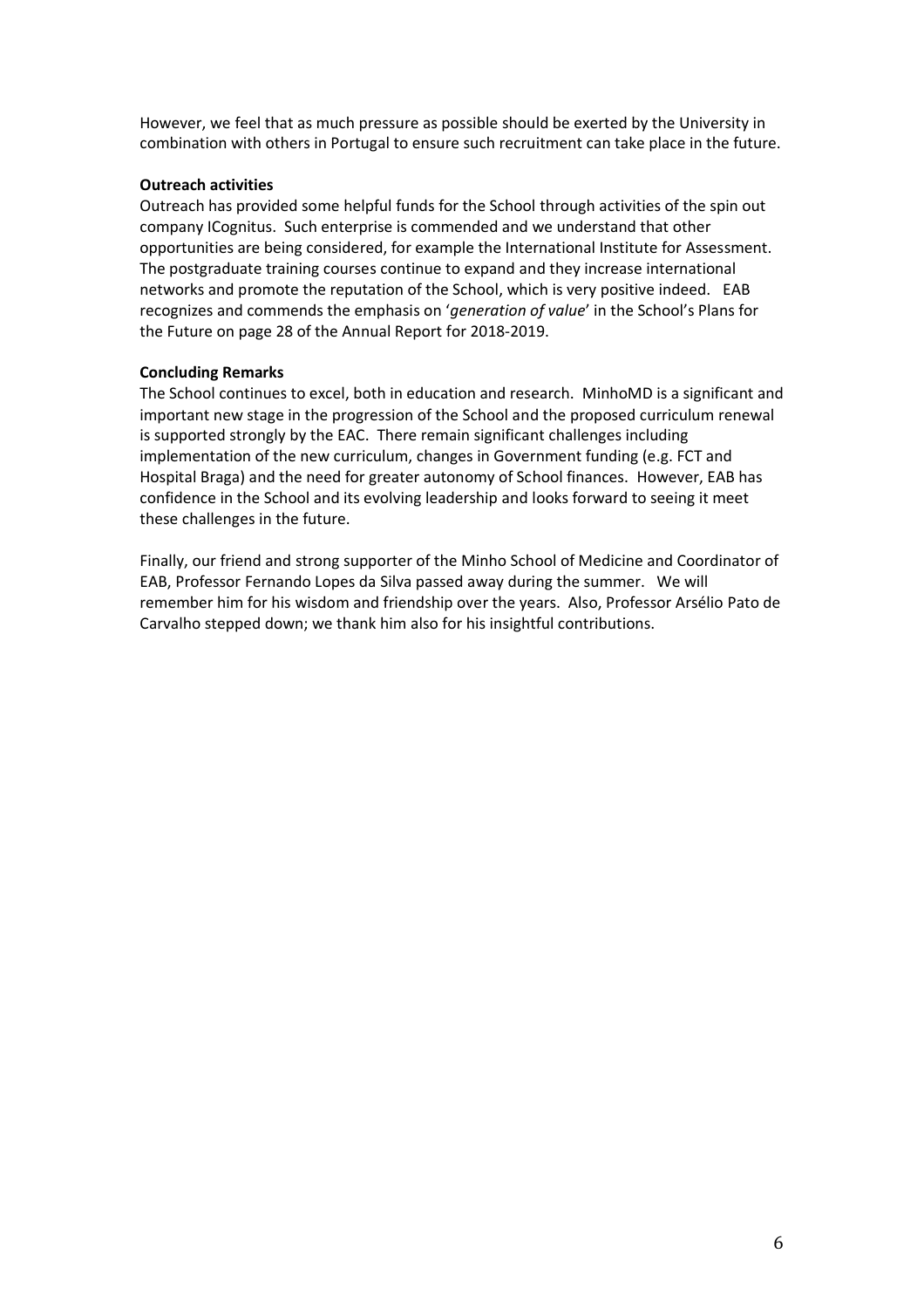However, we feel that as much pressure as possible should be exerted by the University in combination with others in Portugal to ensure such recruitment can take place in the future.

**Outreach activities**

Outreach has provided some helpful funds for the School through activities of the spin out company ICognitus. Such enterprise is commended and we understand that other opportunities are being considered, for example the International Institute for Assessment. The postgraduate training courses continue to expand and they increase international networks and promote the reputation of the School, which is very positive indeed. EAB recognizes and commends the emphasis on '*generation of value*' in the School's Plans for the Future on page 28 of the Annual Report for 2018-2019.

**Concluding Remarks**

The School continues to excel, both in education and research. MinhoMD is a significant and important new stage in the progression of the School and the proposed curriculum renewal is supported strongly by the EAC. There remain significant challenges including implementation of the new curriculum, changes in Government funding (e.g. FCT and Hospital Braga) and the need for greater autonomy of School finances. However, EAB has confidence in the School and its evolving leadership and looks forward to seeing it meet these challenges in the future.

Finally, our friend and strong supporter of the Minho School of Medicine and Coordinator of EAB, Professor Fernando Lopes da Silva passed away during the summer. We will remember him for his wisdom and friendship over the years. Also, Professor Arsélio Pato de Carvalho stepped down; we thank him also for his insightful contributions.